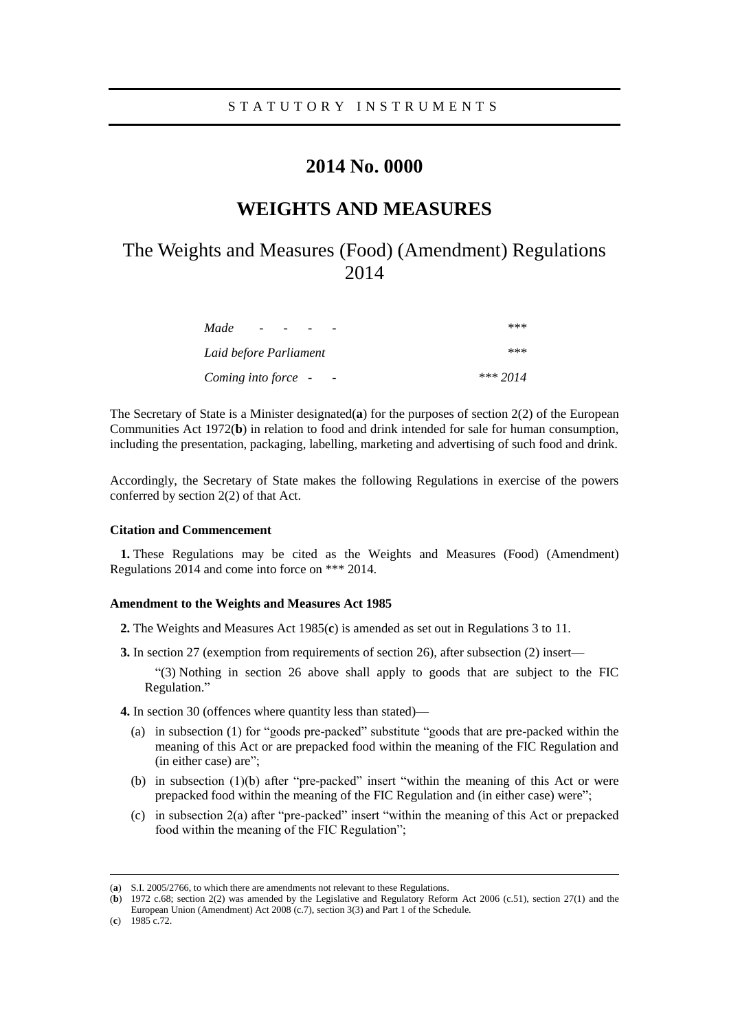STATUTORY INSTRUMENTS

# 2014 No. 0000

# WEIGHTS AND MEASURES

## The Weights and Measures (Food) (Amendment) Regulations 2014

| | |
|---|---|
| *Made* | *\*\*\** |
| *Laid before Parliament* | *\*\*\** |
| *Coming into force* | *\*\*\* 2014* |

The Secretary of State is a Minister designated(**a**) for the purposes of section 2(2) of the European Communities Act 1972(**b**) in relation to food and drink intended for sale for human consumption, including the presentation, packaging, labelling, marketing and advertising of such food and drink.

Accordingly, the Secretary of State makes the following Regulations in exercise of the powers conferred by section 2(2) of that Act.

#### Citation and Commencement

**1.** These Regulations may be cited as the Weights and Measures (Food) (Amendment) Regulations 2014 and come into force on *** 2014.

#### Amendment to the Weights and Measures Act 1985

**2.** The Weights and Measures Act 1985(**c**) is amended as set out in Regulations 3 to 11.

**3.** In section 27 (exemption from requirements of section 26), after subsection (2) insert—

"(3) Nothing in section 26 above shall apply to goods that are subject to the FIC Regulation."

**4.** In section 30 (offences where quantity less than stated)—

(a) in subsection (1) for "goods pre-packed" substitute "goods that are pre-packed within the meaning of this Act or are prepacked food within the meaning of the FIC Regulation and (in either case) are";

(b) in subsection (1)(b) after "pre-packed" insert "within the meaning of this Act or were prepacked food within the meaning of the FIC Regulation and (in either case) were";

(c) in subsection 2(a) after "pre-packed" insert "within the meaning of this Act or prepacked food within the meaning of the FIC Regulation";

---

(**a**) S.I. 2005/2766, to which there are amendments not relevant to these Regulations.

(**b**) 1972 c.68; section 2(2) was amended by the Legislative and Regulatory Reform Act 2006 (c.51), section 27(1) and the European Union (Amendment) Act 2008 (c.7), section 3(3) and Part 1 of the Schedule.

(**c**) 1985 c.72.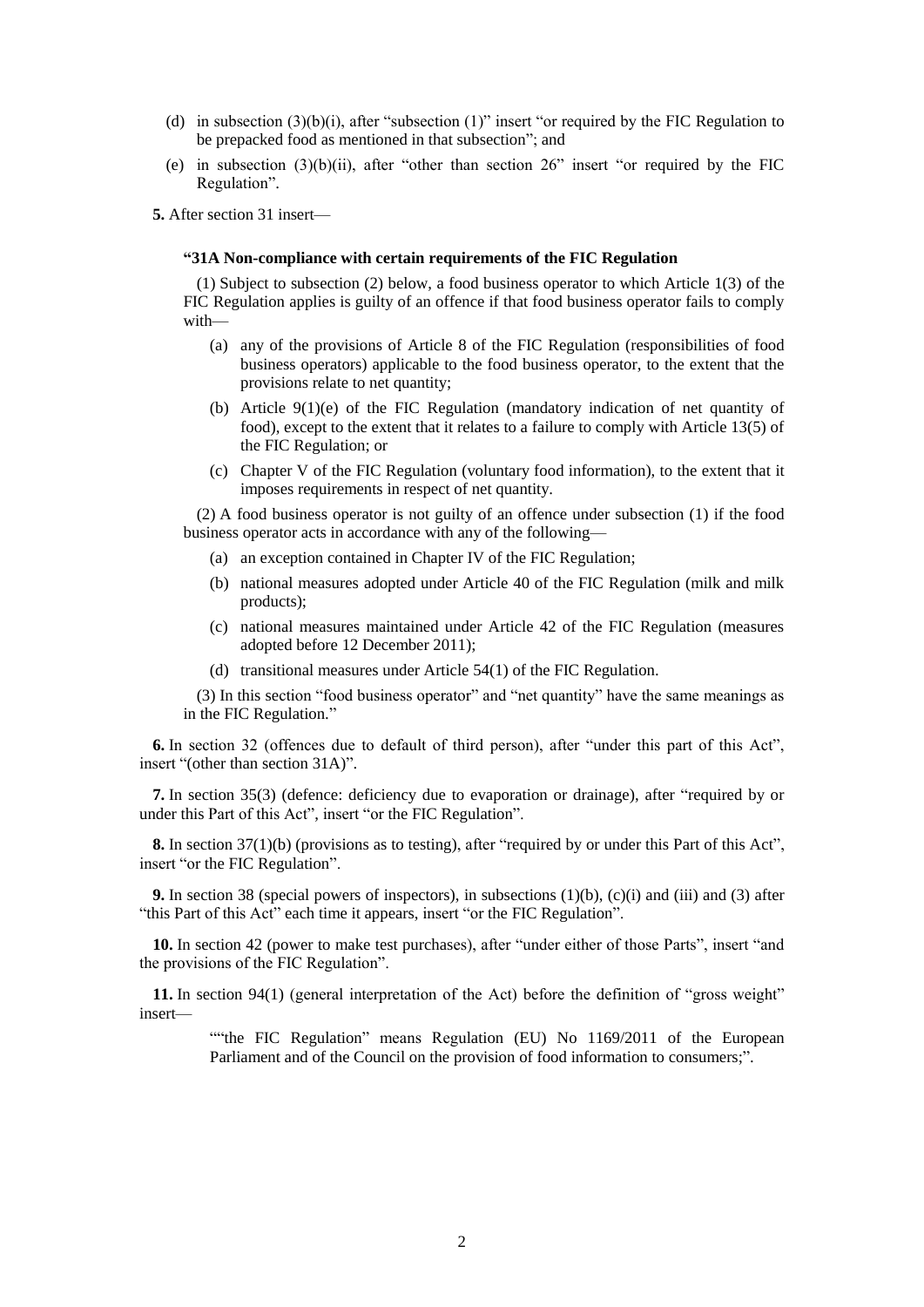(d) in subsection (3)(b)(i), after "subsection (1)" insert "or required by the FIC Regulation to be prepacked food as mentioned in that subsection"; and

(e) in subsection (3)(b)(ii), after "other than section 26" insert "or required by the FIC Regulation".

**5.** After section 31 insert—

**"31A Non-compliance with certain requirements of the FIC Regulation**

(1) Subject to subsection (2) below, a food business operator to which Article 1(3) of the FIC Regulation applies is guilty of an offence if that food business operator fails to comply with—

(a) any of the provisions of Article 8 of the FIC Regulation (responsibilities of food business operators) applicable to the food business operator, to the extent that the provisions relate to net quantity;

(b) Article 9(1)(e) of the FIC Regulation (mandatory indication of net quantity of food), except to the extent that it relates to a failure to comply with Article 13(5) of the FIC Regulation; or

(c) Chapter V of the FIC Regulation (voluntary food information), to the extent that it imposes requirements in respect of net quantity.

(2) A food business operator is not guilty of an offence under subsection (1) if the food business operator acts in accordance with any of the following—

(a) an exception contained in Chapter IV of the FIC Regulation;

(b) national measures adopted under Article 40 of the FIC Regulation (milk and milk products);

(c) national measures maintained under Article 42 of the FIC Regulation (measures adopted before 12 December 2011);

(d) transitional measures under Article 54(1) of the FIC Regulation.

(3) In this section "food business operator" and "net quantity" have the same meanings as in the FIC Regulation."

**6.** In section 32 (offences due to default of third person), after "under this part of this Act", insert "(other than section 31A)".

**7.** In section 35(3) (defence: deficiency due to evaporation or drainage), after "required by or under this Part of this Act", insert "or the FIC Regulation".

**8.** In section 37(1)(b) (provisions as to testing), after "required by or under this Part of this Act", insert "or the FIC Regulation".

**9.** In section 38 (special powers of inspectors), in subsections (1)(b), (c)(i) and (iii) and (3) after "this Part of this Act" each time it appears, insert "or the FIC Regulation".

**10.** In section 42 (power to make test purchases), after "under either of those Parts", insert "and the provisions of the FIC Regulation".

**11.** In section 94(1) (general interpretation of the Act) before the definition of "gross weight" insert—

""the FIC Regulation" means Regulation (EU) No 1169/2011 of the European Parliament and of the Council on the provision of food information to consumers;".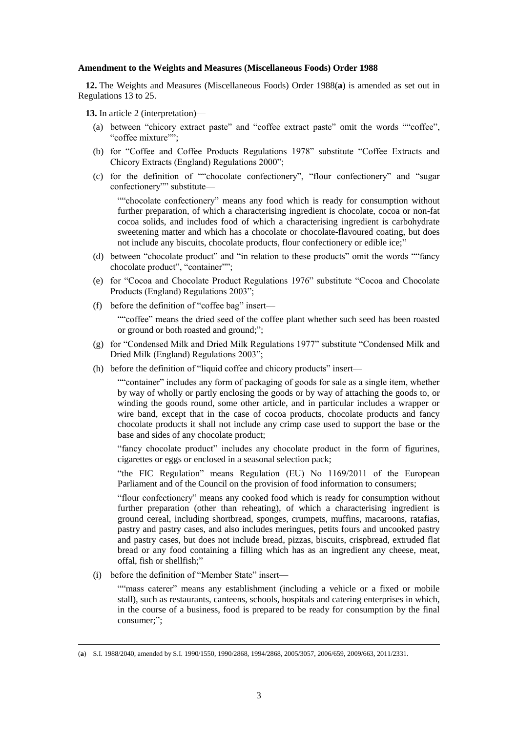**Amendment to the Weights and Measures (Miscellaneous Foods) Order 1988**

**12.** The Weights and Measures (Miscellaneous Foods) Order 1988(**a**) is amended as set out in Regulations 13 to 25.

**13.** In article 2 (interpretation)—

(a) between "chicory extract paste" and "coffee extract paste" omit the words ""coffee", "coffee mixture"";

(b) for "Coffee and Coffee Products Regulations 1978" substitute "Coffee Extracts and Chicory Extracts (England) Regulations 2000";

(c) for the definition of ""chocolate confectionery", "flour confectionery" and "sugar confectionery"" substitute—

> ""chocolate confectionery" means any food which is ready for consumption without further preparation, of which a characterising ingredient is chocolate, cocoa or non-fat cocoa solids, and includes food of which a characterising ingredient is carbohydrate sweetening matter and which has a chocolate or chocolate-flavoured coating, but does not include any biscuits, chocolate products, flour confectionery or edible ice;"

(d) between "chocolate product" and "in relation to these products" omit the words ""fancy chocolate product", "container"";

(e) for "Cocoa and Chocolate Product Regulations 1976" substitute "Cocoa and Chocolate Products (England) Regulations 2003";

(f) before the definition of "coffee bag" insert—

> ""coffee" means the dried seed of the coffee plant whether such seed has been roasted or ground or both roasted and ground;";

(g) for "Condensed Milk and Dried Milk Regulations 1977" substitute "Condensed Milk and Dried Milk (England) Regulations 2003";

(h) before the definition of "liquid coffee and chicory products" insert—

> ""container" includes any form of packaging of goods for sale as a single item, whether by way of wholly or partly enclosing the goods or by way of attaching the goods to, or winding the goods round, some other article, and in particular includes a wrapper or wire band, except that in the case of cocoa products, chocolate products and fancy chocolate products it shall not include any crimp case used to support the base or the base and sides of any chocolate product;
>
> "fancy chocolate product" includes any chocolate product in the form of figurines, cigarettes or eggs or enclosed in a seasonal selection pack;
>
> "the FIC Regulation" means Regulation (EU) No 1169/2011 of the European Parliament and of the Council on the provision of food information to consumers;
>
> "flour confectionery" means any cooked food which is ready for consumption without further preparation (other than reheating), of which a characterising ingredient is ground cereal, including shortbread, sponges, crumpets, muffins, macaroons, ratafias, pastry and pastry cases, and also includes meringues, petits fours and uncooked pastry and pastry cases, but does not include bread, pizzas, biscuits, crispbread, extruded flat bread or any food containing a filling which has as an ingredient any cheese, meat, offal, fish or shellfish;"

(i) before the definition of "Member State" insert—

> ""mass caterer" means any establishment (including a vehicle or a fixed or mobile stall), such as restaurants, canteens, schools, hospitals and catering enterprises in which, in the course of a business, food is prepared to be ready for consumption by the final consumer;";

---

(**a**) S.I. 1988/2040, amended by S.I. 1990/1550, 1990/2868, 1994/2868, 2005/3057, 2006/659, 2009/663, 2011/2331.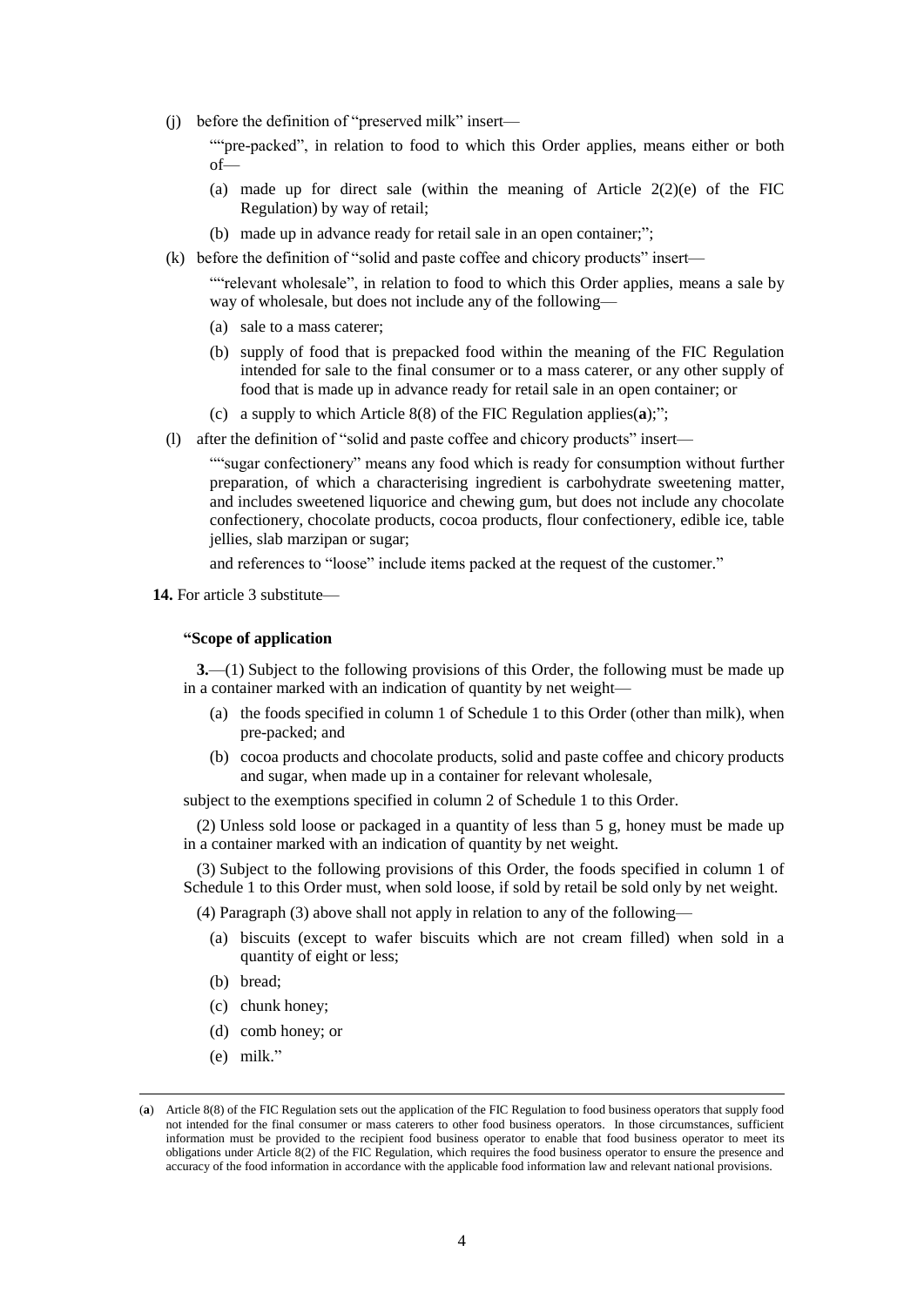(j) before the definition of "preserved milk" insert—

""pre-packed", in relation to food to which this Order applies, means either or both of—

(a) made up for direct sale (within the meaning of Article 2(2)(e) of the FIC Regulation) by way of retail;

(b) made up in advance ready for retail sale in an open container;";

(k) before the definition of "solid and paste coffee and chicory products" insert—

""relevant wholesale", in relation to food to which this Order applies, means a sale by way of wholesale, but does not include any of the following—

(a) sale to a mass caterer;

(b) supply of food that is prepacked food within the meaning of the FIC Regulation intended for sale to the final consumer or to a mass caterer, or any other supply of food that is made up in advance ready for retail sale in an open container; or

(c) a supply to which Article 8(8) of the FIC Regulation applies(**a**);";

(l) after the definition of "solid and paste coffee and chicory products" insert—

""sugar confectionery" means any food which is ready for consumption without further preparation, of which a characterising ingredient is carbohydrate sweetening matter, and includes sweetened liquorice and chewing gum, but does not include any chocolate confectionery, chocolate products, cocoa products, flour confectionery, edible ice, table jellies, slab marzipan or sugar;

and references to "loose" include items packed at the request of the customer."

**14.** For article 3 substitute—

**"Scope of application**

**3.**—(1) Subject to the following provisions of this Order, the following must be made up in a container marked with an indication of quantity by net weight—

(a) the foods specified in column 1 of Schedule 1 to this Order (other than milk), when pre-packed; and

(b) cocoa products and chocolate products, solid and paste coffee and chicory products and sugar, when made up in a container for relevant wholesale,

subject to the exemptions specified in column 2 of Schedule 1 to this Order.

(2) Unless sold loose or packaged in a quantity of less than 5 g, honey must be made up in a container marked with an indication of quantity by net weight.

(3) Subject to the following provisions of this Order, the foods specified in column 1 of Schedule 1 to this Order must, when sold loose, if sold by retail be sold only by net weight.

(4) Paragraph (3) above shall not apply in relation to any of the following—

(a) biscuits (except to wafer biscuits which are not cream filled) when sold in a quantity of eight or less;

(b) bread;

(c) chunk honey;

(d) comb honey; or

(e) milk."

---

(**a**) Article 8(8) of the FIC Regulation sets out the application of the FIC Regulation to food business operators that supply food not intended for the final consumer or mass caterers to other food business operators. In those circumstances, sufficient information must be provided to the recipient food business operator to enable that food business operator to meet its obligations under Article 8(2) of the FIC Regulation, which requires the food business operator to ensure the presence and accuracy of the food information in accordance with the applicable food information law and relevant national provisions.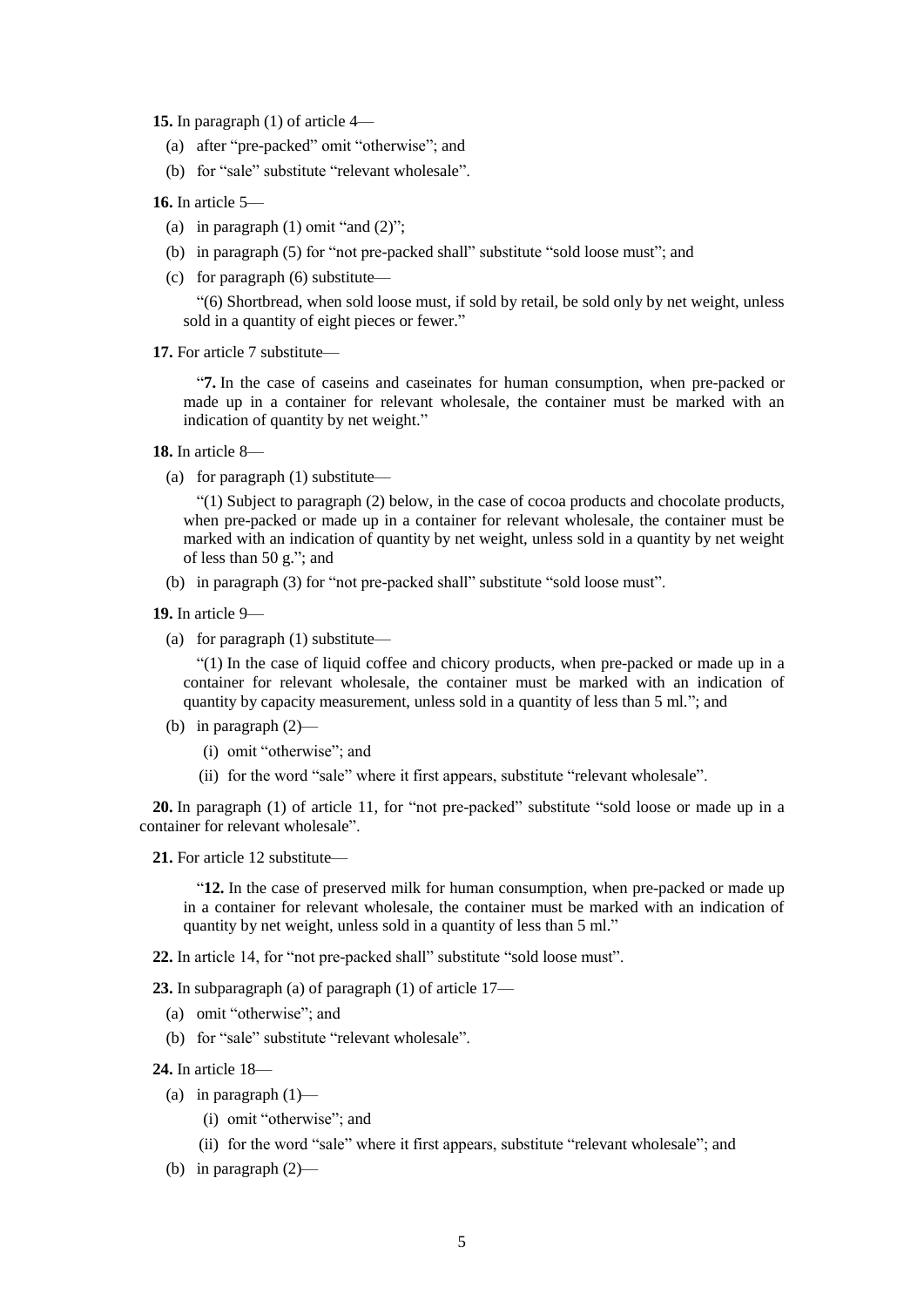**15.** In paragraph (1) of article 4—

(a) after "pre-packed" omit "otherwise"; and

(b) for "sale" substitute "relevant wholesale".

**16.** In article 5—

(a) in paragraph (1) omit "and (2)";

(b) in paragraph (5) for "not pre-packed shall" substitute "sold loose must"; and

(c) for paragraph (6) substitute—

"(6) Shortbread, when sold loose must, if sold by retail, be sold only by net weight, unless sold in a quantity of eight pieces or fewer."

**17.** For article 7 substitute—

"**7.** In the case of caseins and caseinates for human consumption, when pre-packed or made up in a container for relevant wholesale, the container must be marked with an indication of quantity by net weight."

**18.** In article 8—

(a) for paragraph (1) substitute—

"(1) Subject to paragraph (2) below, in the case of cocoa products and chocolate products, when pre-packed or made up in a container for relevant wholesale, the container must be marked with an indication of quantity by net weight, unless sold in a quantity by net weight of less than 50 g."; and

(b) in paragraph (3) for "not pre-packed shall" substitute "sold loose must".

**19.** In article 9—

(a) for paragraph (1) substitute—

"(1) In the case of liquid coffee and chicory products, when pre-packed or made up in a container for relevant wholesale, the container must be marked with an indication of quantity by capacity measurement, unless sold in a quantity of less than 5 ml."; and

(b) in paragraph (2)—

(i) omit "otherwise"; and

(ii) for the word "sale" where it first appears, substitute "relevant wholesale".

**20.** In paragraph (1) of article 11, for "not pre-packed" substitute "sold loose or made up in a container for relevant wholesale".

**21.** For article 12 substitute—

"**12.** In the case of preserved milk for human consumption, when pre-packed or made up in a container for relevant wholesale, the container must be marked with an indication of quantity by net weight, unless sold in a quantity of less than 5 ml."

**22.** In article 14, for "not pre-packed shall" substitute "sold loose must".

**23.** In subparagraph (a) of paragraph (1) of article 17—

(a) omit "otherwise"; and

(b) for "sale" substitute "relevant wholesale".

**24.** In article 18—

(a) in paragraph (1)—

(i) omit "otherwise"; and

(ii) for the word "sale" where it first appears, substitute "relevant wholesale"; and

(b) in paragraph (2)—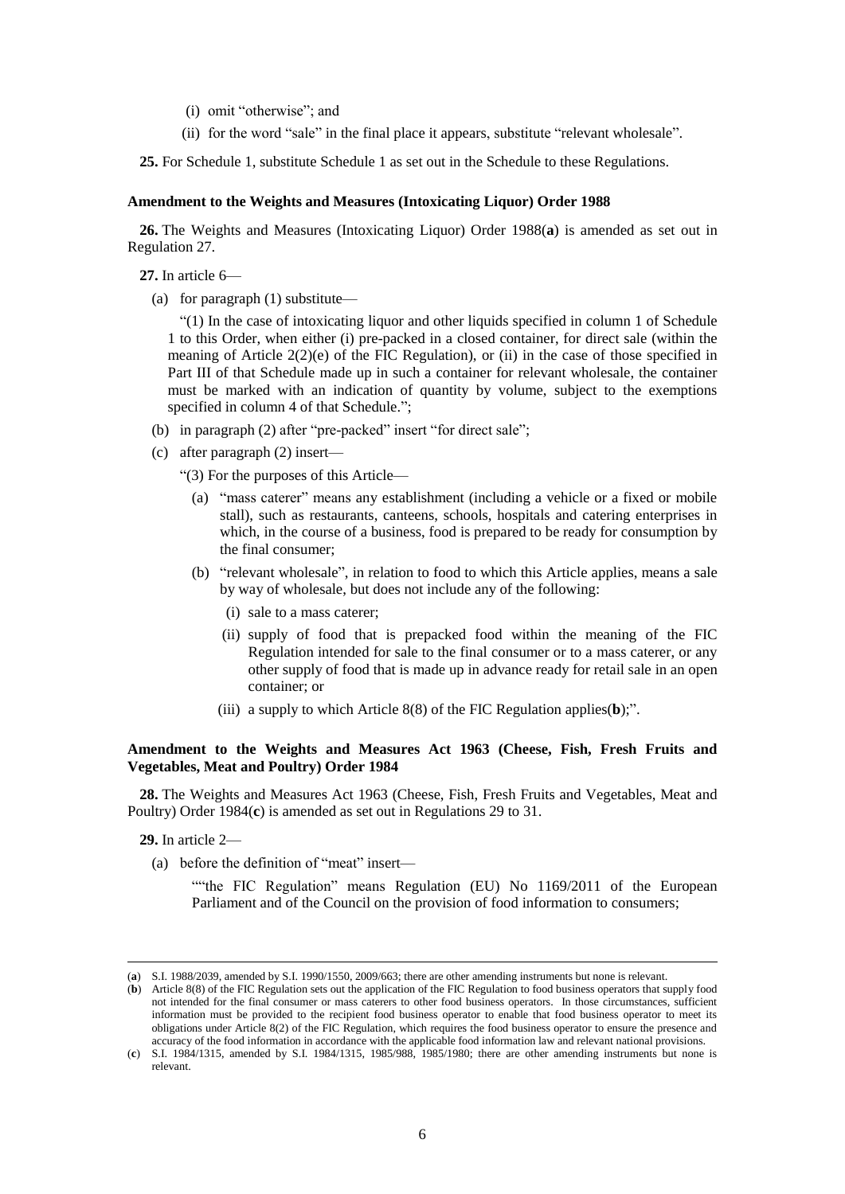(i) omit "otherwise"; and

(ii) for the word "sale" in the final place it appears, substitute "relevant wholesale".

**25.** For Schedule 1, substitute Schedule 1 as set out in the Schedule to these Regulations.

### Amendment to the Weights and Measures (Intoxicating Liquor) Order 1988

**26.** The Weights and Measures (Intoxicating Liquor) Order 1988(**a**) is amended as set out in Regulation 27.

**27.** In article 6—

(a) for paragraph (1) substitute—

"(1) In the case of intoxicating liquor and other liquids specified in column 1 of Schedule 1 to this Order, when either (i) pre-packed in a closed container, for direct sale (within the meaning of Article 2(2)(e) of the FIC Regulation), or (ii) in the case of those specified in Part III of that Schedule made up in such a container for relevant wholesale, the container must be marked with an indication of quantity by volume, subject to the exemptions specified in column 4 of that Schedule.";

(b) in paragraph (2) after "pre-packed" insert "for direct sale";

(c) after paragraph (2) insert—

"(3) For the purposes of this Article—

(a) "mass caterer" means any establishment (including a vehicle or a fixed or mobile stall), such as restaurants, canteens, schools, hospitals and catering enterprises in which, in the course of a business, food is prepared to be ready for consumption by the final consumer;

(b) "relevant wholesale", in relation to food to which this Article applies, means a sale by way of wholesale, but does not include any of the following:

(i) sale to a mass caterer;

(ii) supply of food that is prepacked food within the meaning of the FIC Regulation intended for sale to the final consumer or to a mass caterer, or any other supply of food that is made up in advance ready for retail sale in an open container; or

(iii) a supply to which Article 8(8) of the FIC Regulation applies(**b**);".

### Amendment to the Weights and Measures Act 1963 (Cheese, Fish, Fresh Fruits and Vegetables, Meat and Poultry) Order 1984

**28.** The Weights and Measures Act 1963 (Cheese, Fish, Fresh Fruits and Vegetables, Meat and Poultry) Order 1984(**c**) is amended as set out in Regulations 29 to 31.

**29.** In article 2—

(a) before the definition of "meat" insert—

""the FIC Regulation" means Regulation (EU) No 1169/2011 of the European Parliament and of the Council on the provision of food information to consumers;

---

(**a**) S.I. 1988/2039, amended by S.I. 1990/1550, 2009/663; there are other amending instruments but none is relevant.

(**b**) Article 8(8) of the FIC Regulation sets out the application of the FIC Regulation to food business operators that supply food not intended for the final consumer or mass caterers to other food business operators. In those circumstances, sufficient information must be provided to the recipient food business operator to enable that food business operator to meet its obligations under Article 8(2) of the FIC Regulation, which requires the food business operator to ensure the presence and accuracy of the food information in accordance with the applicable food information law and relevant national provisions.

(**c**) S.I. 1984/1315, amended by S.I. 1984/1315, 1985/988, 1985/1980; there are other amending instruments but none is relevant.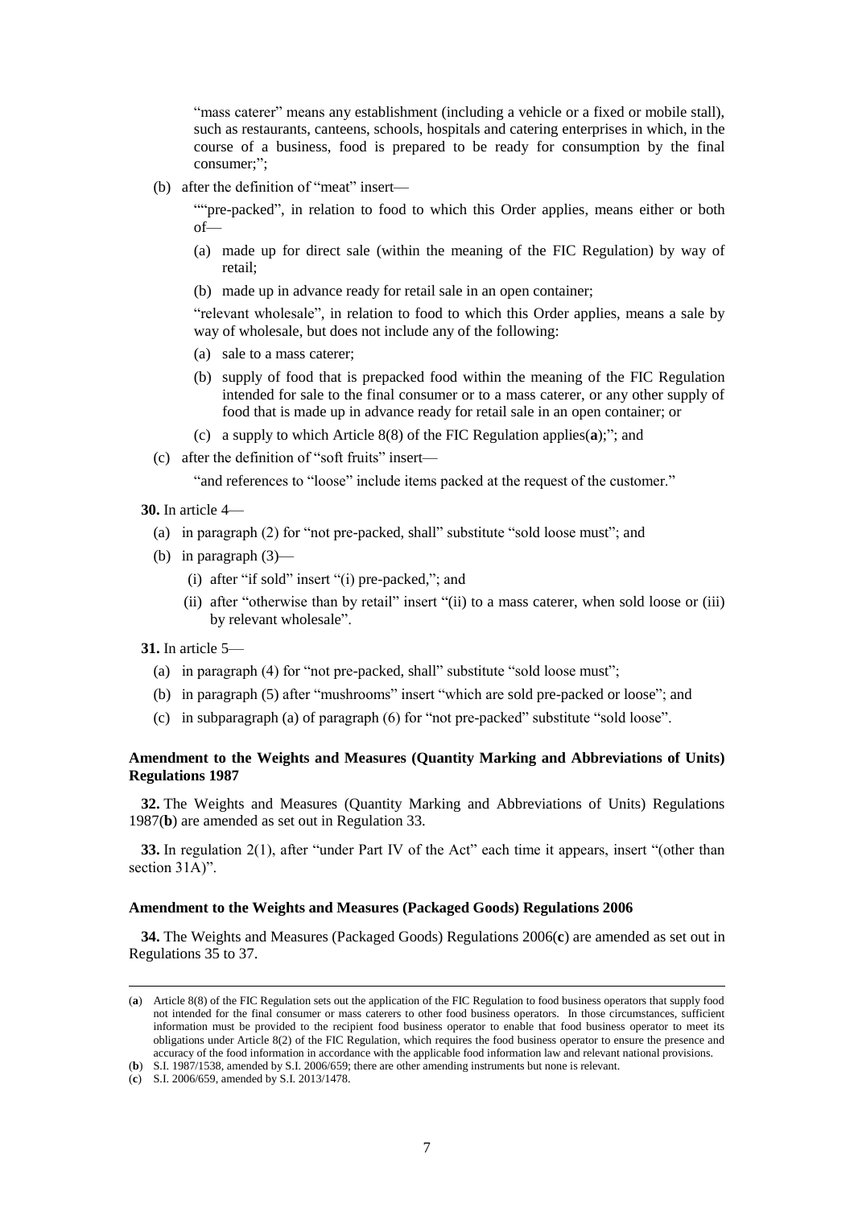"mass caterer" means any establishment (including a vehicle or a fixed or mobile stall), such as restaurants, canteens, schools, hospitals and catering enterprises in which, in the course of a business, food is prepared to be ready for consumption by the final consumer;";

(b) after the definition of "meat" insert—

""pre-packed", in relation to food to which this Order applies, means either or both of—

(a) made up for direct sale (within the meaning of the FIC Regulation) by way of retail;

(b) made up in advance ready for retail sale in an open container;

"relevant wholesale", in relation to food to which this Order applies, means a sale by way of wholesale, but does not include any of the following:

(a) sale to a mass caterer;

(b) supply of food that is prepacked food within the meaning of the FIC Regulation intended for sale to the final consumer or to a mass caterer, or any other supply of food that is made up in advance ready for retail sale in an open container; or

(c) a supply to which Article 8(8) of the FIC Regulation applies(**a**);"; and

(c) after the definition of "soft fruits" insert—

"and references to "loose" include items packed at the request of the customer."

**30.** In article 4—

(a) in paragraph (2) for "not pre-packed, shall" substitute "sold loose must"; and

(b) in paragraph (3)—

(i) after "if sold" insert "(i) pre-packed,"; and

(ii) after "otherwise than by retail" insert "(ii) to a mass caterer, when sold loose or (iii) by relevant wholesale".

**31.** In article 5—

(a) in paragraph (4) for "not pre-packed, shall" substitute "sold loose must";

(b) in paragraph (5) after "mushrooms" insert "which are sold pre-packed or loose"; and

(c) in subparagraph (a) of paragraph (6) for "not pre-packed" substitute "sold loose".

### Amendment to the Weights and Measures (Quantity Marking and Abbreviations of Units) Regulations 1987

**32.** The Weights and Measures (Quantity Marking and Abbreviations of Units) Regulations 1987(**b**) are amended as set out in Regulation 33.

**33.** In regulation 2(1), after "under Part IV of the Act" each time it appears, insert "(other than section 31A)".

### Amendment to the Weights and Measures (Packaged Goods) Regulations 2006

**34.** The Weights and Measures (Packaged Goods) Regulations 2006(**c**) are amended as set out in Regulations 35 to 37.

---

(**a**) Article 8(8) of the FIC Regulation sets out the application of the FIC Regulation to food business operators that supply food not intended for the final consumer or mass caterers to other food business operators. In those circumstances, sufficient information must be provided to the recipient food business operator to enable that food business operator to meet its obligations under Article 8(2) of the FIC Regulation, which requires the food business operator to ensure the presence and accuracy of the food information in accordance with the applicable food information law and relevant national provisions.

(**b**) S.I. 1987/1538, amended by S.I. 2006/659; there are other amending instruments but none is relevant.

(**c**) S.I. 2006/659, amended by S.I. 2013/1478.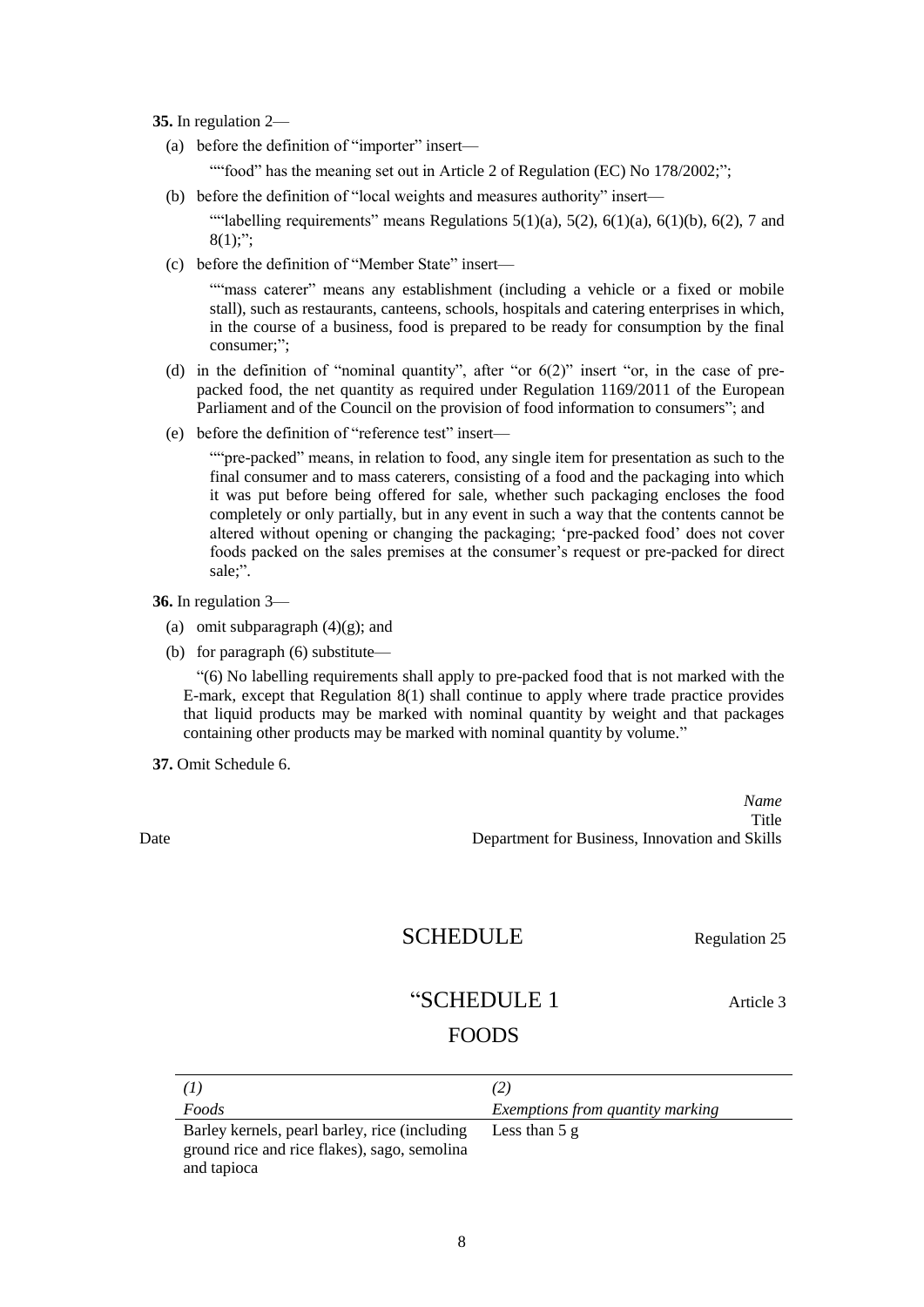**35.** In regulation 2—

(a) before the definition of "importer" insert—

""food" has the meaning set out in Article 2 of Regulation (EC) No 178/2002;";

(b) before the definition of "local weights and measures authority" insert—

""labelling requirements" means Regulations 5(1)(a), 5(2), 6(1)(a), 6(1)(b), 6(2), 7 and 8(1);";

(c) before the definition of "Member State" insert—

""mass caterer" means any establishment (including a vehicle or a fixed or mobile stall), such as restaurants, canteens, schools, hospitals and catering enterprises in which, in the course of a business, food is prepared to be ready for consumption by the final consumer;";

(d) in the definition of "nominal quantity", after "or 6(2)" insert "or, in the case of pre-packed food, the net quantity as required under Regulation 1169/2011 of the European Parliament and of the Council on the provision of food information to consumers"; and

(e) before the definition of "reference test" insert—

""pre-packed" means, in relation to food, any single item for presentation as such to the final consumer and to mass caterers, consisting of a food and the packaging into which it was put before being offered for sale, whether such packaging encloses the food completely or only partially, but in any event in such a way that the contents cannot be altered without opening or changing the packaging; 'pre-packed food' does not cover foods packed on the sales premises at the consumer's request or pre-packed for direct sale;".

**36.** In regulation 3—

(a) omit subparagraph (4)(g); and

(b) for paragraph (6) substitute—

"(6) No labelling requirements shall apply to pre-packed food that is not marked with the E-mark, except that Regulation 8(1) shall continue to apply where trade practice provides that liquid products may be marked with nominal quantity by weight and that packages containing other products may be marked with nominal quantity by volume."

**37.** Omit Schedule 6.

*Name*
Title
Date — Department for Business, Innovation and Skills

## SCHEDULE — Regulation 25

## "SCHEDULE 1 — Article 3

## FOODS

| *(1)* *Foods* | *(2)* *Exemptions from quantity marking* |
|---|---|
| Barley kernels, pearl barley, rice (including ground rice and rice flakes), sago, semolina and tapioca | Less than 5 g |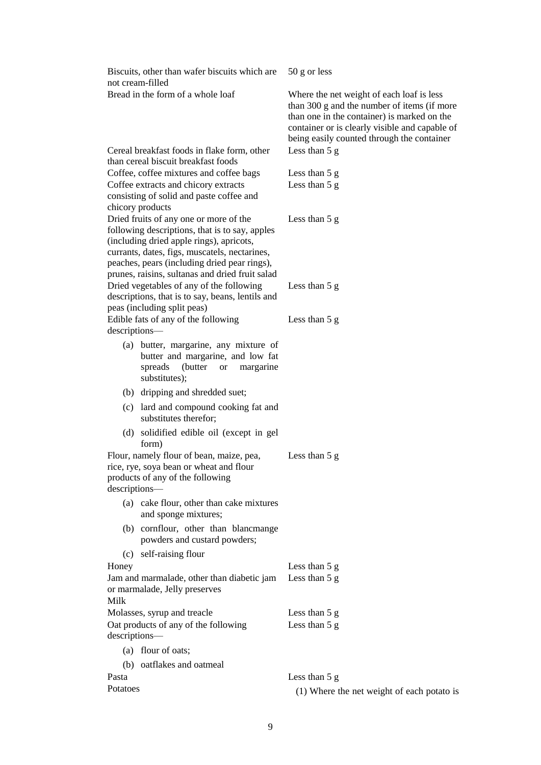| | |
|---|---|
| Biscuits, other than wafer biscuits which are not cream-filled | 50 g or less |
| Bread in the form of a whole loaf | Where the net weight of each loaf is less than 300 g and the number of items (if more than one in the container) is marked on the container or is clearly visible and capable of being easily counted through the container |
| Cereal breakfast foods in flake form, other than cereal biscuit breakfast foods | Less than 5 g |
| Coffee, coffee mixtures and coffee bags | Less than 5 g |
| Coffee extracts and chicory extracts consisting of solid and paste coffee and chicory products | Less than 5 g |
| Dried fruits of any one or more of the following descriptions, that is to say, apples (including dried apple rings), apricots, currants, dates, figs, muscatels, nectarines, peaches, pears (including dried pear rings), prunes, raisins, sultanas and dried fruit salad | Less than 5 g |
| Dried vegetables of any of the following descriptions, that is to say, beans, lentils and peas (including split peas) | Less than 5 g |
| Edible fats of any of the following descriptions— (a) butter, margarine, any mixture of butter and margarine, and low fat spreads (butter or margarine substitutes); (b) dripping and shredded suet; (c) lard and compound cooking fat and substitutes therefor; (d) solidified edible oil (except in gel form) | Less than 5 g |
| Flour, namely flour of bean, maize, pea, rice, rye, soya bean or wheat and flour products of any of the following descriptions— (a) cake flour, other than cake mixtures and sponge mixtures; (b) cornflour, other than blancmange powders and custard powders; (c) self-raising flour | Less than 5 g |
| Honey | Less than 5 g |
| Jam and marmalade, other than diabetic jam or marmalade, Jelly preserves | Less than 5 g |
| Milk | |
| Molasses, syrup and treacle | Less than 5 g |
| Oat products of any of the following descriptions— (a) flour of oats; (b) oatflakes and oatmeal | Less than 5 g |
| Pasta | Less than 5 g |
| Potatoes | (1) Where the net weight of each potato is |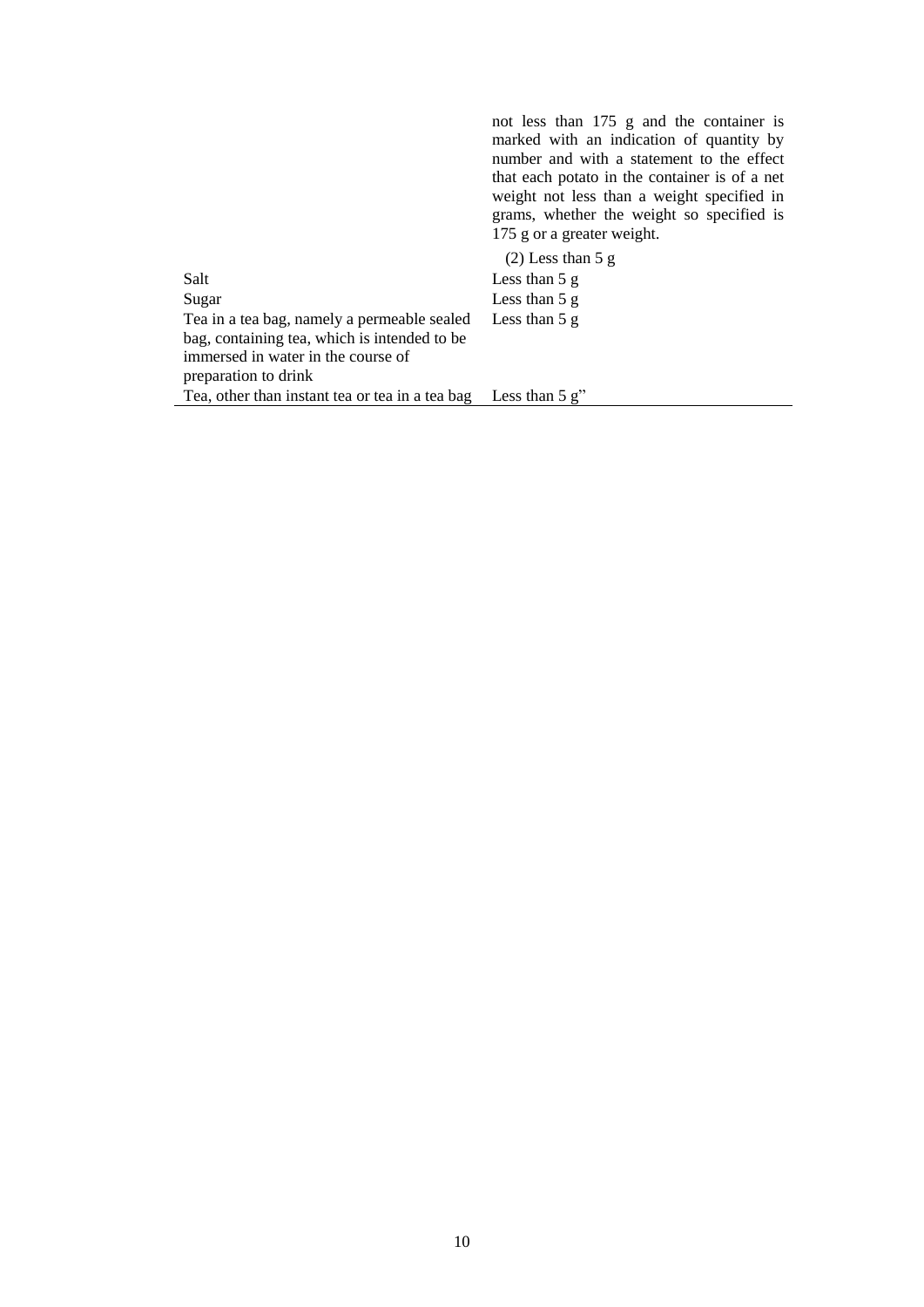| | |
|---|---|
| | not less than 175 g and the container is marked with an indication of quantity by number and with a statement to the effect that each potato in the container is of a net weight not less than a weight specified in grams, whether the weight so specified is 175 g or a greater weight. |
| | (2) Less than 5 g |
| Salt | Less than 5 g |
| Sugar | Less than 5 g |
| Tea in a tea bag, namely a permeable sealed bag, containing tea, which is intended to be immersed in water in the course of preparation to drink | Less than 5 g |
| Tea, other than instant tea or tea in a tea bag | Less than 5 g” |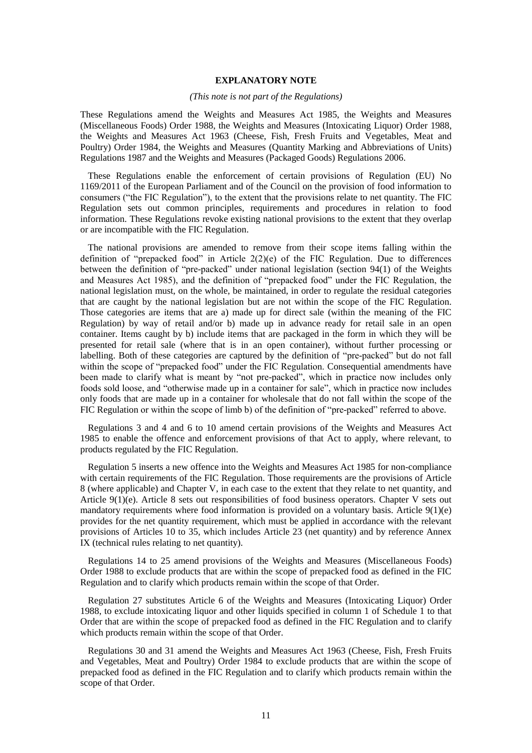## EXPLANATORY NOTE

*(This note is not part of the Regulations)*

These Regulations amend the Weights and Measures Act 1985, the Weights and Measures (Miscellaneous Foods) Order 1988, the Weights and Measures (Intoxicating Liquor) Order 1988, the Weights and Measures Act 1963 (Cheese, Fish, Fresh Fruits and Vegetables, Meat and Poultry) Order 1984, the Weights and Measures (Quantity Marking and Abbreviations of Units) Regulations 1987 and the Weights and Measures (Packaged Goods) Regulations 2006.

These Regulations enable the enforcement of certain provisions of Regulation (EU) No 1169/2011 of the European Parliament and of the Council on the provision of food information to consumers ("the FIC Regulation"), to the extent that the provisions relate to net quantity. The FIC Regulation sets out common principles, requirements and procedures in relation to food information. These Regulations revoke existing national provisions to the extent that they overlap or are incompatible with the FIC Regulation.

The national provisions are amended to remove from their scope items falling within the definition of "prepacked food" in Article 2(2)(e) of the FIC Regulation. Due to differences between the definition of "pre-packed" under national legislation (section 94(1) of the Weights and Measures Act 1985), and the definition of "prepacked food" under the FIC Regulation, the national legislation must, on the whole, be maintained, in order to regulate the residual categories that are caught by the national legislation but are not within the scope of the FIC Regulation. Those categories are items that are a) made up for direct sale (within the meaning of the FIC Regulation) by way of retail and/or b) made up in advance ready for retail sale in an open container. Items caught by b) include items that are packaged in the form in which they will be presented for retail sale (where that is in an open container), without further processing or labelling. Both of these categories are captured by the definition of "pre-packed" but do not fall within the scope of "prepacked food" under the FIC Regulation. Consequential amendments have been made to clarify what is meant by "not pre-packed", which in practice now includes only foods sold loose, and "otherwise made up in a container for sale", which in practice now includes only foods that are made up in a container for wholesale that do not fall within the scope of the FIC Regulation or within the scope of limb b) of the definition of "pre-packed" referred to above.

Regulations 3 and 4 and 6 to 10 amend certain provisions of the Weights and Measures Act 1985 to enable the offence and enforcement provisions of that Act to apply, where relevant, to products regulated by the FIC Regulation.

Regulation 5 inserts a new offence into the Weights and Measures Act 1985 for non-compliance with certain requirements of the FIC Regulation. Those requirements are the provisions of Article 8 (where applicable) and Chapter V, in each case to the extent that they relate to net quantity, and Article 9(1)(e). Article 8 sets out responsibilities of food business operators. Chapter V sets out mandatory requirements where food information is provided on a voluntary basis. Article 9(1)(e) provides for the net quantity requirement, which must be applied in accordance with the relevant provisions of Articles 10 to 35, which includes Article 23 (net quantity) and by reference Annex IX (technical rules relating to net quantity).

Regulations 14 to 25 amend provisions of the Weights and Measures (Miscellaneous Foods) Order 1988 to exclude products that are within the scope of prepacked food as defined in the FIC Regulation and to clarify which products remain within the scope of that Order.

Regulation 27 substitutes Article 6 of the Weights and Measures (Intoxicating Liquor) Order 1988, to exclude intoxicating liquor and other liquids specified in column 1 of Schedule 1 to that Order that are within the scope of prepacked food as defined in the FIC Regulation and to clarify which products remain within the scope of that Order.

Regulations 30 and 31 amend the Weights and Measures Act 1963 (Cheese, Fish, Fresh Fruits and Vegetables, Meat and Poultry) Order 1984 to exclude products that are within the scope of prepacked food as defined in the FIC Regulation and to clarify which products remain within the scope of that Order.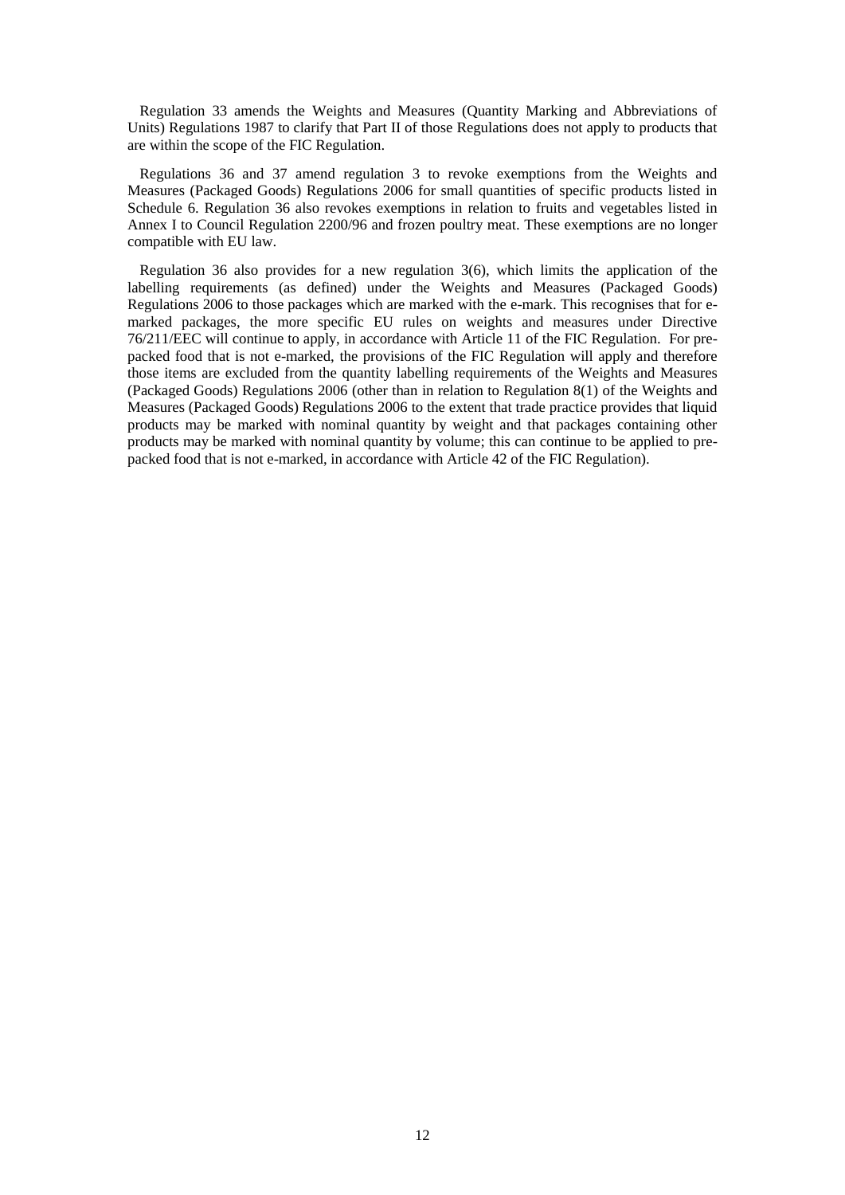Regulation 33 amends the Weights and Measures (Quantity Marking and Abbreviations of Units) Regulations 1987 to clarify that Part II of those Regulations does not apply to products that are within the scope of the FIC Regulation.

Regulations 36 and 37 amend regulation 3 to revoke exemptions from the Weights and Measures (Packaged Goods) Regulations 2006 for small quantities of specific products listed in Schedule 6. Regulation 36 also revokes exemptions in relation to fruits and vegetables listed in Annex I to Council Regulation 2200/96 and frozen poultry meat. These exemptions are no longer compatible with EU law.

Regulation 36 also provides for a new regulation 3(6), which limits the application of the labelling requirements (as defined) under the Weights and Measures (Packaged Goods) Regulations 2006 to those packages which are marked with the e-mark. This recognises that for e-marked packages, the more specific EU rules on weights and measures under Directive 76/211/EEC will continue to apply, in accordance with Article 11 of the FIC Regulation. For pre-packed food that is not e-marked, the provisions of the FIC Regulation will apply and therefore those items are excluded from the quantity labelling requirements of the Weights and Measures (Packaged Goods) Regulations 2006 (other than in relation to Regulation 8(1) of the Weights and Measures (Packaged Goods) Regulations 2006 to the extent that trade practice provides that liquid products may be marked with nominal quantity by weight and that packages containing other products may be marked with nominal quantity by volume; this can continue to be applied to pre-packed food that is not e-marked, in accordance with Article 42 of the FIC Regulation).